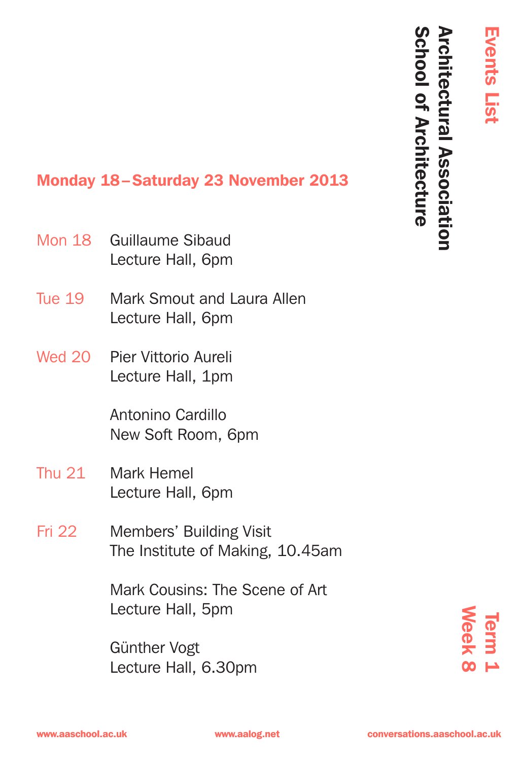# Events List

## Architectural Association School of Architecture

### Term 1 Week 8

## Monday 18 – Saturday 23 November 2013

Mon 18 — Guillaume Sibaud
Lecture Hall, 6pm

Tue 19 — Mark Smout and Laura Allen
Lecture Hall, 6pm

Wed 20 — Pier Vittorio Aureli
Lecture Hall, 1pm

Antonino Cardillo
New Soft Room, 6pm

Thu 21 — Mark Hemel
Lecture Hall, 6pm

Fri 22 — Members' Building Visit
The Institute of Making, 10.45am

Mark Cousins: The Scene of Art
Lecture Hall, 5pm

Günther Vogt
Lecture Hall, 6.30pm

www.aaschool.ac.uk www.aalog.net conversations.aaschool.ac.uk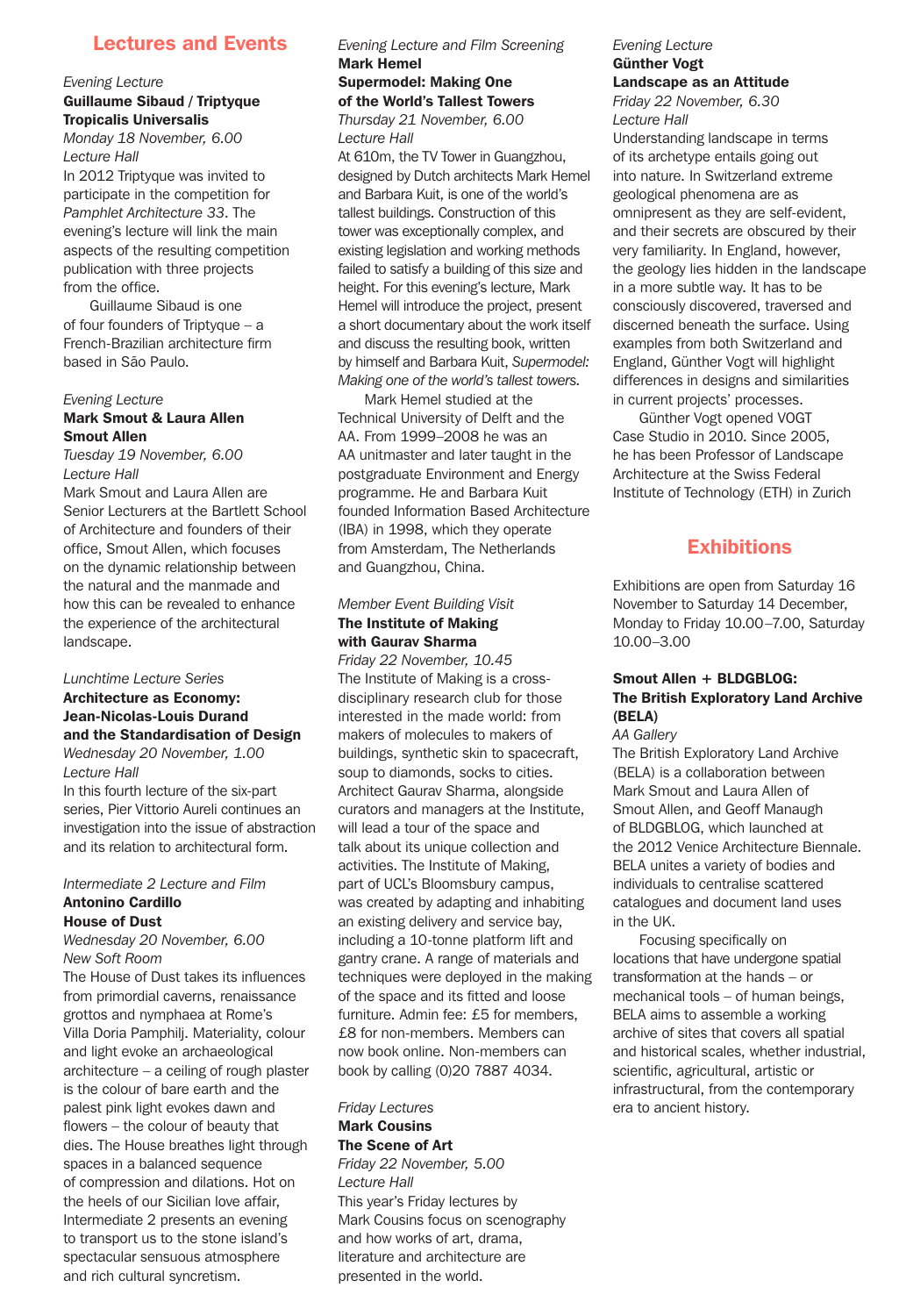## Lectures and Events

*Evening Lecture*
**Guillaume Sibaud / Triptyque Tropicalis Universalis**
*Monday 18 November, 6.00*
*Lecture Hall*

In 2012 Triptyque was invited to participate in the competition for *Pamphlet Architecture 33*. The evening's lecture will link the main aspects of the resulting competition publication with three projects from the office.

Guillaume Sibaud is one of four founders of Triptyque – a French-Brazilian architecture firm based in São Paulo.

*Evening Lecture*
**Mark Smout & Laura Allen Smout Allen**
*Tuesday 19 November, 6.00*
*Lecture Hall*

Mark Smout and Laura Allen are Senior Lecturers at the Bartlett School of Architecture and founders of their office, Smout Allen, which focuses on the dynamic relationship between the natural and the manmade and how this can be revealed to enhance the experience of the architectural landscape.

*Lunchtime Lecture Series*
**Architecture as Economy: Jean-Nicolas-Louis Durand and the Standardisation of Design**
*Wednesday 20 November, 1.00*
*Lecture Hall*

In this fourth lecture of the six-part series, Pier Vittorio Aureli continues an investigation into the issue of abstraction and its relation to architectural form.

*Intermediate 2 Lecture and Film*
**Antonino Cardillo House of Dust**
*Wednesday 20 November, 6.00*
*New Soft Room*

The House of Dust takes its influences from primordial caverns, renaissance grottos and nymphaea at Rome's Villa Doria Pamphilj. Materiality, colour and light evoke an archaeological architecture – a ceiling of rough plaster is the colour of bare earth and the palest pink light evokes dawn and flowers – the colour of beauty that dies. The House breathes light through spaces in a balanced sequence of compression and dilations. Hot on the heels of our Sicilian love affair, Intermediate 2 presents an evening to transport us to the stone island's spectacular sensuous atmosphere and rich cultural syncretism.

*Evening Lecture and Film Screening*
**Mark Hemel Supermodel: Making One of the World's Tallest Towers**
*Thursday 21 November, 6.00*
*Lecture Hall*

At 610m, the TV Tower in Guangzhou, designed by Dutch architects Mark Hemel and Barbara Kuit, is one of the world's tallest buildings. Construction of this tower was exceptionally complex, and existing legislation and working methods failed to satisfy a building of this size and height. For this evening's lecture, Mark Hemel will introduce the project, present a short documentary about the work itself and discuss the resulting book, written by himself and Barbara Kuit, *Supermodel: Making one of the world's tallest towers*.

Mark Hemel studied at the Technical University of Delft and the AA. From 1999–2008 he was an AA unitmaster and later taught in the postgraduate Environment and Energy programme. He and Barbara Kuit founded Information Based Architecture (IBA) in 1998, which they operate from Amsterdam, The Netherlands and Guangzhou, China.

*Member Event Building Visit*
**The Institute of Making with Gaurav Sharma**
*Friday 22 November, 10.45*

The Institute of Making is a cross-disciplinary research club for those interested in the made world: from makers of molecules to makers of buildings, synthetic skin to spacecraft, soup to diamonds, socks to cities. Architect Gaurav Sharma, alongside curators and managers at the Institute, will lead a tour of the space and talk about its unique collection and activities. The Institute of Making, part of UCL's Bloomsbury campus, was created by adapting and inhabiting an existing delivery and service bay, including a 10-tonne platform lift and gantry crane. A range of materials and techniques were deployed in the making of the space and its fitted and loose furniture. Admin fee: £5 for members, £8 for non-members. Members can now book online. Non-members can book by calling (0)20 7887 4034.

*Friday Lectures*
**Mark Cousins The Scene of Art**
*Friday 22 November, 5.00*
*Lecture Hall*

This year's Friday lectures by Mark Cousins focus on scenography and how works of art, drama, literature and architecture are presented in the world.

*Evening Lecture*
**Günther Vogt Landscape as an Attitude**
*Friday 22 November, 6.30*
*Lecture Hall*

Understanding landscape in terms of its archetype entails going out into nature. In Switzerland extreme geological phenomena are as omnipresent as they are self-evident, and their secrets are obscured by their very familiarity. In England, however, the geology lies hidden in the landscape in a more subtle way. It has to be consciously discovered, traversed and discerned beneath the surface. Using examples from both Switzerland and England, Günther Vogt will highlight differences in designs and similarities in current projects' processes.

Günther Vogt opened VOGT Case Studio in 2010. Since 2005, he has been Professor of Landscape Architecture at the Swiss Federal Institute of Technology (ETH) in Zurich

## Exhibitions

Exhibitions are open from Saturday 16 November to Saturday 14 December, Monday to Friday 10.00–7.00, Saturday 10.00–3.00

**Smout Allen + BLDGBLOG: The British Exploratory Land Archive (BELA)**
*AA Gallery*

The British Exploratory Land Archive (BELA) is a collaboration between Mark Smout and Laura Allen of Smout Allen, and Geoff Manaugh of BLDGBLOG, which launched at the 2012 Venice Architecture Biennale. BELA unites a variety of bodies and individuals to centralise scattered catalogues and document land uses in the UK.

Focusing specifically on locations that have undergone spatial transformation at the hands – or mechanical tools – of human beings, BELA aims to assemble a working archive of sites that covers all spatial and historical scales, whether industrial, scientific, agricultural, artistic or infrastructural, from the contemporary era to ancient history.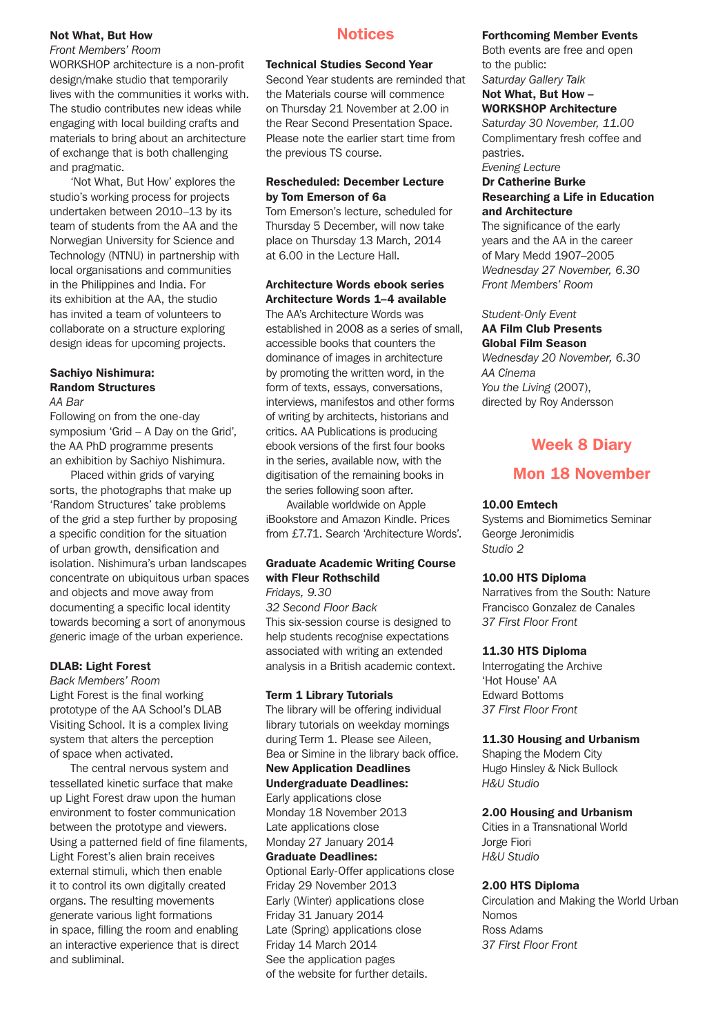### Not What, But How

*Front Members' Room*

WORKSHOP architecture is a non-profit design/make studio that temporarily lives with the communities it works with. The studio contributes new ideas while engaging with local building crafts and materials to bring about an architecture of exchange that is both challenging and pragmatic.

'Not What, But How' explores the studio's working process for projects undertaken between 2010–13 by its team of students from the AA and the Norwegian University for Science and Technology (NTNU) in partnership with local organisations and communities in the Philippines and India. For its exhibition at the AA, the studio has invited a team of volunteers to collaborate on a structure exploring design ideas for upcoming projects.

### Sachiyo Nishimura: Random Structures

*AA Bar*

Following on from the one-day symposium 'Grid – A Day on the Grid', the AA PhD programme presents an exhibition by Sachiyo Nishimura.

Placed within grids of varying sorts, the photographs that make up 'Random Structures' take problems of the grid a step further by proposing a specific condition for the situation of urban growth, densification and isolation. Nishimura's urban landscapes concentrate on ubiquitous urban spaces and objects and move away from documenting a specific local identity towards becoming a sort of anonymous generic image of the urban experience.

### DLAB: Light Forest

*Back Members' Room*

Light Forest is the final working prototype of the AA School's DLAB Visiting School. It is a complex living system that alters the perception of space when activated.

The central nervous system and tessellated kinetic surface that make up Light Forest draw upon the human environment to foster communication between the prototype and viewers. Using a patterned field of fine filaments, Light Forest's alien brain receives external stimuli, which then enable it to control its own digitally created organs. The resulting movements generate various light formations in space, filling the room and enabling an interactive experience that is direct and subliminal.

## Notices

### Technical Studies Second Year

Second Year students are reminded that the Materials course will commence on Thursday 21 November at 2.00 in the Rear Second Presentation Space. Please note the earlier start time from the previous TS course.

### Rescheduled: December Lecture by Tom Emerson of 6a

Tom Emerson's lecture, scheduled for Thursday 5 December, will now take place on Thursday 13 March, 2014 at 6.00 in the Lecture Hall.

### Architecture Words ebook series Architecture Words 1–4 available

The AA's Architecture Words was established in 2008 as a series of small, accessible books that counters the dominance of images in architecture by promoting the written word, in the form of texts, essays, conversations, interviews, manifestos and other forms of writing by architects, historians and critics. AA Publications is producing ebook versions of the first four books in the series, available now, with the digitisation of the remaining books in the series following soon after.

Available worldwide on Apple iBookstore and Amazon Kindle. Prices from £7.71. Search 'Architecture Words'.

### Graduate Academic Writing Course with Fleur Rothschild

*Fridays, 9.30*
*32 Second Floor Back*

This six-session course is designed to help students recognise expectations associated with writing an extended analysis in a British academic context.

### Term 1 Library Tutorials

The library will be offering individual library tutorials on weekday mornings during Term 1. Please see Aileen, Bea or Simine in the library back office.

**New Application Deadlines**

**Undergraduate Deadlines:**
Early applications close
Monday 18 November 2013
Late applications close
Monday 27 January 2014

**Graduate Deadlines:**
Optional Early-Offer applications close
Friday 29 November 2013
Early (Winter) applications close
Friday 31 January 2014
Late (Spring) applications close
Friday 14 March 2014
See the application pages of the website for further details.

### Forthcoming Member Events

Both events are free and open to the public:

*Saturday Gallery Talk*
**Not What, But How – WORKSHOP Architecture**
*Saturday 30 November, 11.00*
Complimentary fresh coffee and pastries.

*Evening Lecture*
**Dr Catherine Burke**
**Researching a Life in Education and Architecture**
The significance of the early years and the AA in the career of Mary Medd 1907–2005
*Wednesday 27 November, 6.30*
*Front Members' Room*

*Student-Only Event*
**AA Film Club Presents Global Film Season**
*Wednesday 20 November, 6.30*
*AA Cinema*
*You the Living* (2007), directed by Roy Andersson

## Week 8 Diary

## Mon 18 November

**10.00 Emtech**
Systems and Biomimetics Seminar
George Jeronimidis
*Studio 2*

**10.00 HTS Diploma**
Narratives from the South: Nature
Francisco Gonzalez de Canales
*37 First Floor Front*

**11.30 HTS Diploma**
Interrogating the Archive
'Hot House' AA
Edward Bottoms
*37 First Floor Front*

**11.30 Housing and Urbanism**
Shaping the Modern City
Hugo Hinsley & Nick Bullock
*H&U Studio*

**2.00 Housing and Urbanism**
Cities in a Transnational World
Jorge Fiori
*H&U Studio*

**2.00 HTS Diploma**
Circulation and Making the World Urban
Nomos
Ross Adams
*37 First Floor Front*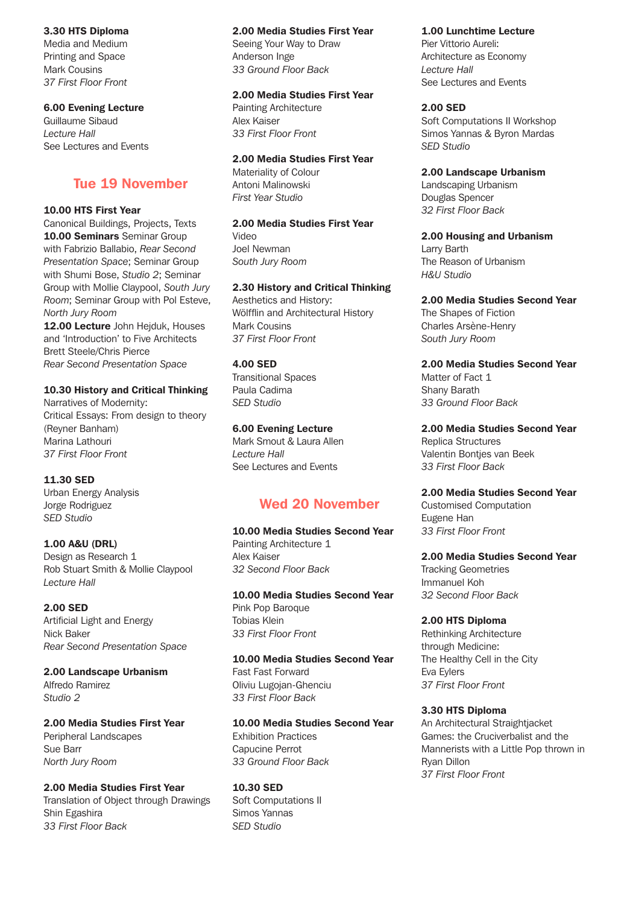**3.30 HTS Diploma**
Media and Medium
Printing and Space
Mark Cousins
*37 First Floor Front*

**6.00 Evening Lecture**
Guillaume Sibaud
*Lecture Hall*
See Lectures and Events

## Tue 19 November

**10.00 HTS First Year**
Canonical Buildings, Projects, Texts
**10.00 Seminars** Seminar Group with Fabrizio Ballabio, *Rear Second Presentation Space*; Seminar Group with Shumi Bose, *Studio 2*; Seminar Group with Mollie Claypool, *South Jury Room*; Seminar Group with Pol Esteve, *North Jury Room*
**12.00 Lecture** John Hejduk, Houses and 'Introduction' to Five Architects
Brett Steele/Chris Pierce
*Rear Second Presentation Space*

**10.30 History and Critical Thinking**
Narratives of Modernity:
Critical Essays: From design to theory (Reyner Banham)
Marina Lathouri
*37 First Floor Front*

**11.30 SED**
Urban Energy Analysis
Jorge Rodriguez
*SED Studio*

**1.00 A&U (DRL)**
Design as Research 1
Rob Stuart Smith & Mollie Claypool
*Lecture Hall*

**2.00 SED**
Artificial Light and Energy
Nick Baker
*Rear Second Presentation Space*

**2.00 Landscape Urbanism**
Alfredo Ramirez
*Studio 2*

**2.00 Media Studies First Year**
Peripheral Landscapes
Sue Barr
*North Jury Room*

**2.00 Media Studies First Year**
Translation of Object through Drawings
Shin Egashira
*33 First Floor Back*

**2.00 Media Studies First Year**
Seeing Your Way to Draw
Anderson Inge
*33 Ground Floor Back*

**2.00 Media Studies First Year**
Painting Architecture
Alex Kaiser
*33 First Floor Front*

**2.00 Media Studies First Year**
Materiality of Colour
Antoni Malinowski
*First Year Studio*

**2.00 Media Studies First Year**
Video
Joel Newman
*South Jury Room*

**2.30 History and Critical Thinking**
Aesthetics and History:
Wölfflin and Architectural History
Mark Cousins
*37 First Floor Front*

**4.00 SED**
Transitional Spaces
Paula Cadima
*SED Studio*

**6.00 Evening Lecture**
Mark Smout & Laura Allen
*Lecture Hall*
See Lectures and Events

## Wed 20 November

**10.00 Media Studies Second Year**
Painting Architecture 1
Alex Kaiser
*32 Second Floor Back*

**10.00 Media Studies Second Year**
Pink Pop Baroque
Tobias Klein
*33 First Floor Front*

**10.00 Media Studies Second Year**
Fast Fast Forward
Oliviu Lugojan-Ghenciu
*33 First Floor Back*

**10.00 Media Studies Second Year**
Exhibition Practices
Capucine Perrot
*33 Ground Floor Back*

**10.30 SED**
Soft Computations II
Simos Yannas
*SED Studio*

**1.00 Lunchtime Lecture**
Pier Vittorio Aureli:
Architecture as Economy
*Lecture Hall*
See Lectures and Events

**2.00 SED**
Soft Computations II Workshop
Simos Yannas & Byron Mardas
*SED Studio*

**2.00 Landscape Urbanism**
Landscaping Urbanism
Douglas Spencer
*32 First Floor Back*

**2.00 Housing and Urbanism**
Larry Barth
The Reason of Urbanism
*H&U Studio*

**2.00 Media Studies Second Year**
The Shapes of Fiction
Charles Arsène-Henry
*South Jury Room*

**2.00 Media Studies Second Year**
Matter of Fact 1
Shany Barath
*33 Ground Floor Back*

**2.00 Media Studies Second Year**
Replica Structures
Valentin Bontjes van Beek
*33 First Floor Back*

**2.00 Media Studies Second Year**
Customised Computation
Eugene Han
*33 First Floor Front*

**2.00 Media Studies Second Year**
Tracking Geometries
Immanuel Koh
*32 Second Floor Back*

**2.00 HTS Diploma**
Rethinking Architecture through Medicine:
The Healthy Cell in the City
Eva Eylers
*37 First Floor Front*

**3.30 HTS Diploma**
An Architectural Straightjacket Games: the Cruciverbalist and the Mannerists with a Little Pop thrown in
Ryan Dillon
*37 First Floor Front*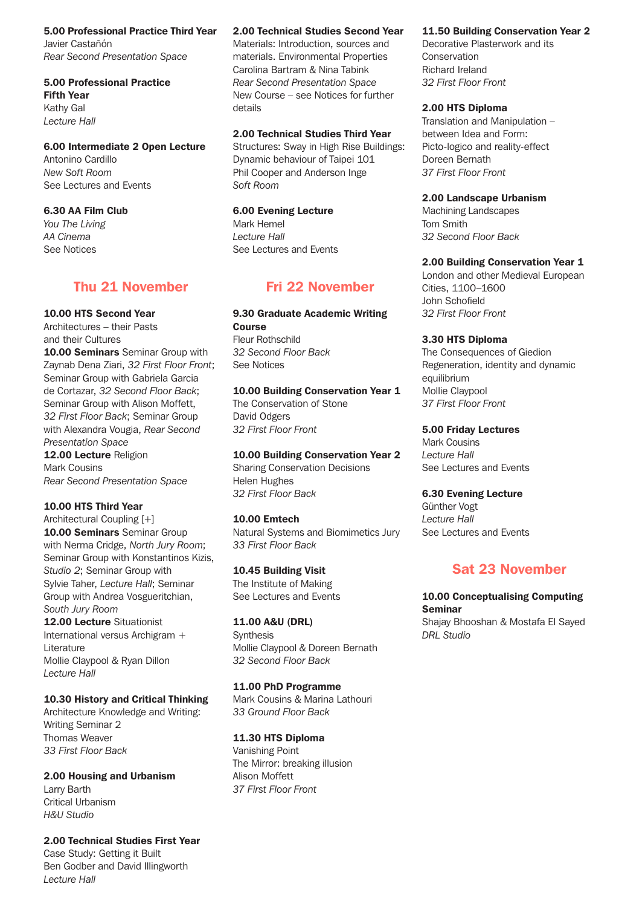**5.00 Professional Practice Third Year**
Javier Castañón
*Rear Second Presentation Space*

**5.00 Professional Practice Fifth Year**
Kathy Gal
*Lecture Hall*

**6.00 Intermediate 2 Open Lecture**
Antonino Cardillo
*New Soft Room*
See Lectures and Events

**6.30 AA Film Club**
*You The Living*
*AA Cinema*
See Notices

## Thu 21 November

**10.00 HTS Second Year**
Architectures – their Pasts and their Cultures
**10.00 Seminars** Seminar Group with Zaynab Dena Ziari, *32 First Floor Front*; Seminar Group with Gabriela Garcia de Cortazar, *32 Second Floor Back*; Seminar Group with Alison Moffett, *32 First Floor Back*; Seminar Group with Alexandra Vougia, *Rear Second Presentation Space*
**12.00 Lecture** Religion
Mark Cousins
*Rear Second Presentation Space*

**10.00 HTS Third Year**
Architectural Coupling [+]
**10.00 Seminars** Seminar Group with Nerma Cridge, *North Jury Room*; Seminar Group with Konstantinos Kizis, *Studio 2*; Seminar Group with Sylvie Taher, *Lecture Hall*; Seminar Group with Andrea Vosgueritchian, *South Jury Room*
**12.00 Lecture** Situationist International versus Archigram + Literature
Mollie Claypool & Ryan Dillon
*Lecture Hall*

**10.30 History and Critical Thinking**
Architecture Knowledge and Writing: Writing Seminar 2
Thomas Weaver
*33 First Floor Back*

**2.00 Housing and Urbanism**
Larry Barth
Critical Urbanism
*H&U Studio*

**2.00 Technical Studies First Year**
Case Study: Getting it Built
Ben Godber and David Illingworth
*Lecture Hall*

**2.00 Technical Studies Second Year**
Materials: Introduction, sources and materials. Environmental Properties
Carolina Bartram & Nina Tabink
*Rear Second Presentation Space*
New Course – see Notices for further details

**2.00 Technical Studies Third Year**
Structures: Sway in High Rise Buildings: Dynamic behaviour of Taipei 101
Phil Cooper and Anderson Inge
*Soft Room*

**6.00 Evening Lecture**
Mark Hemel
*Lecture Hall*
See Lectures and Events

## Fri 22 November

**9.30 Graduate Academic Writing Course**
Fleur Rothschild
*32 Second Floor Back*
See Notices

**10.00 Building Conservation Year 1**
The Conservation of Stone
David Odgers
*32 First Floor Front*

**10.00 Building Conservation Year 2**
Sharing Conservation Decisions
Helen Hughes
*32 First Floor Back*

**10.00 Emtech**
Natural Systems and Biomimetics Jury
*33 First Floor Back*

**10.45 Building Visit**
The Institute of Making
See Lectures and Events

**11.00 A&U (DRL)**
Synthesis
Mollie Claypool & Doreen Bernath
*32 Second Floor Back*

**11.00 PhD Programme**
Mark Cousins & Marina Lathouri
*33 Ground Floor Back*

**11.30 HTS Diploma**
Vanishing Point
The Mirror: breaking illusion
Alison Moffett
*37 First Floor Front*

**11.50 Building Conservation Year 2**
Decorative Plasterwork and its Conservation
Richard Ireland
*32 First Floor Front*

**2.00 HTS Diploma**
Translation and Manipulation – between Idea and Form: Picto-logico and reality-effect
Doreen Bernath
*37 First Floor Front*

**2.00 Landscape Urbanism**
Machining Landscapes
Tom Smith
*32 Second Floor Back*

**2.00 Building Conservation Year 1**
London and other Medieval European Cities, 1100–1600
John Schofield
*32 First Floor Front*

**3.30 HTS Diploma**
The Consequences of Giedion
Regeneration, identity and dynamic equilibrium
Mollie Claypool
*37 First Floor Front*

**5.00 Friday Lectures**
Mark Cousins
*Lecture Hall*
See Lectures and Events

**6.30 Evening Lecture**
Günther Vogt
*Lecture Hall*
See Lectures and Events

## Sat 23 November

**10.00 Conceptualising Computing Seminar**
Shajay Bhooshan & Mostafa El Sayed
*DRL Studio*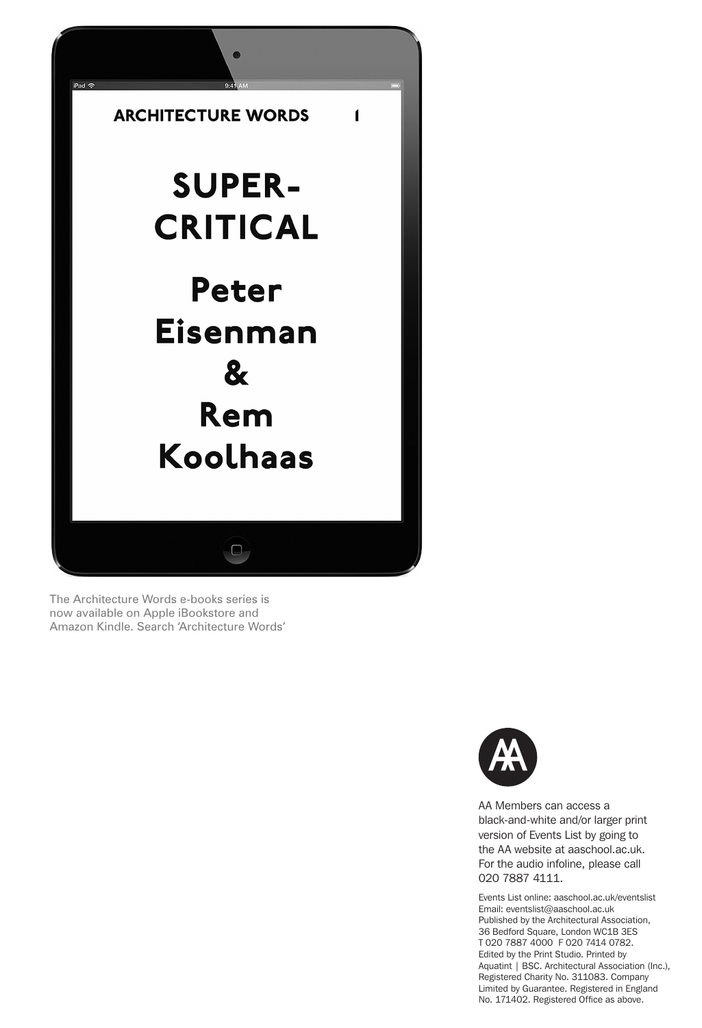ARCHITECTURE WORDS 1

# SUPER-CRITICAL

## Peter Eisenman & Rem Koolhaas

The Architecture Words e-books series is now available on Apple iBookstore and Amazon Kindle. Search 'Architecture Words'

AA Members can access a black-and-white and/or larger print version of Events List by going to the AA website at aaschool.ac.uk. For the audio infoline, please call 020 7887 4111.

Events List online: aaschool.ac.uk/eventslist
Email: eventslist@aaschool.ac.uk
Published by the Architectural Association, 36 Bedford Square, London WC1B 3ES
T 020 7887 4000 F 020 7414 0782.
Edited by the Print Studio. Printed by Aquatint | BSC. Architectural Association (Inc.), Registered Charity No. 311083. Company Limited by Guarantee. Registered in England No. 171402. Registered Office as above.